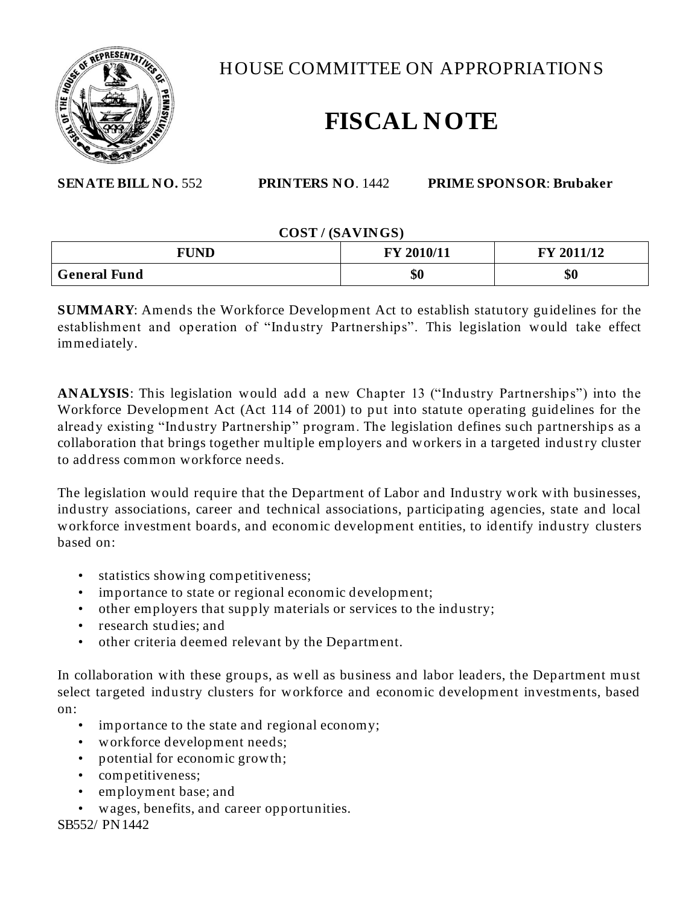# HOUSE COMMITTEE ON APPROPRIATIONS

# FISCAL NOTE

**SENATE BILL NO.** 552 **PRINTERS NO**. 1442 **PRIME SPONSOR**: **Brubaker**

**COST / (SAVINGS)**

| FUND | FY 2010/11 | FY 2011/12 |
|---|---|---|
| **General Fund** | **$0** | **$0** |

**SUMMARY**: Amends the Workforce Development Act to establish statutory guidelines for the establishment and operation of "Industry Partnerships". This legislation would take effect immediately.

**ANALYSIS**: This legislation would add a new Chapter 13 ("Industry Partnerships") into the Workforce Development Act (Act 114 of 2001) to put into statute operating guidelines for the already existing "Industry Partnership" program. The legislation defines such partnerships as a collaboration that brings together multiple employers and workers in a targeted industry cluster to address common workforce needs.

The legislation would require that the Department of Labor and Industry work with businesses, industry associations, career and technical associations, participating agencies, state and local workforce investment boards, and economic development entities, to identify industry clusters based on:

- statistics showing competitiveness;
- importance to state or regional economic development;
- other employers that supply materials or services to the industry;
- research studies; and
- other criteria deemed relevant by the Department.

In collaboration with these groups, as well as business and labor leaders, the Department must select targeted industry clusters for workforce and economic development investments, based on:

- importance to the state and regional economy;
- workforce development needs;
- potential for economic growth;
- competitiveness;
- employment base; and
- wages, benefits, and career opportunities.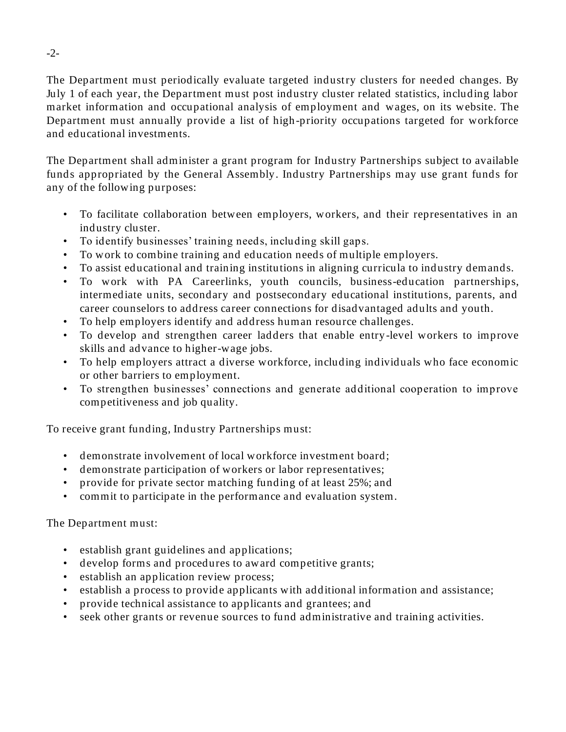The Department must periodically evaluate targeted industry clusters for needed changes. By July 1 of each year, the Department must post industry cluster related statistics, including labor market information and occupational analysis of employment and wages, on its website. The Department must annually provide a list of high-priority occupations targeted for workforce and educational investments.

The Department shall administer a grant program for Industry Partnerships subject to available funds appropriated by the General Assembly. Industry Partnerships may use grant funds for any of the following purposes:

- To facilitate collaboration between employers, workers, and their representatives in an industry cluster.
- To identify businesses' training needs, including skill gaps.
- To work to combine training and education needs of multiple employers.
- To assist educational and training institutions in aligning curricula to industry demands.
- To work with PA Careerlinks, youth councils, business-education partnerships, intermediate units, secondary and postsecondary educational institutions, parents, and career counselors to address career connections for disadvantaged adults and youth.
- To help employers identify and address human resource challenges.
- To develop and strengthen career ladders that enable entry-level workers to improve skills and advance to higher-wage jobs.
- To help employers attract a diverse workforce, including individuals who face economic or other barriers to employment.
- To strengthen businesses' connections and generate additional cooperation to improve competitiveness and job quality.

To receive grant funding, Industry Partnerships must:

- demonstrate involvement of local workforce investment board;
- demonstrate participation of workers or labor representatives;
- provide for private sector matching funding of at least 25%; and
- commit to participate in the performance and evaluation system.

The Department must:

- establish grant guidelines and applications;
- develop forms and procedures to award competitive grants;
- establish an application review process;
- establish a process to provide applicants with additional information and assistance;
- provide technical assistance to applicants and grantees; and
- seek other grants or revenue sources to fund administrative and training activities.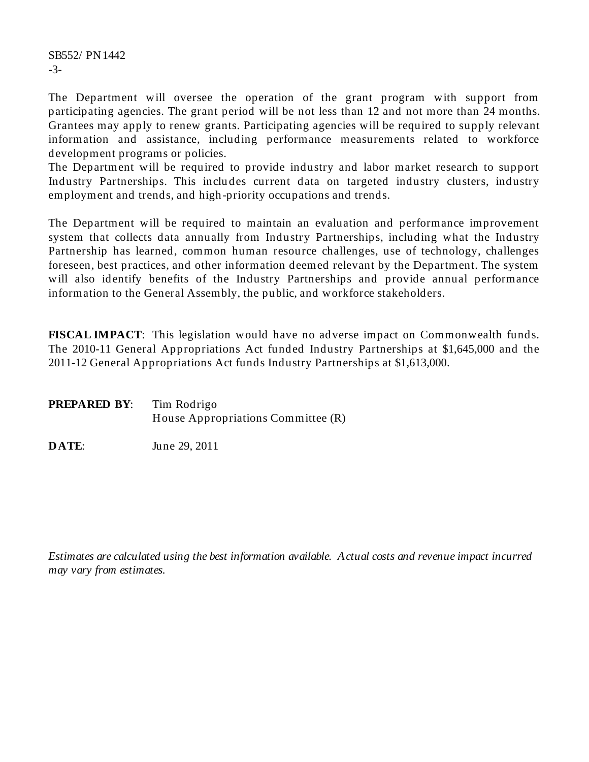The Department will oversee the operation of the grant program with support from participating agencies. The grant period will be not less than 12 and not more than 24 months. Grantees may apply to renew grants. Participating agencies will be required to supply relevant information and assistance, including performance measurements related to workforce development programs or policies.
The Department will be required to provide industry and labor market research to support Industry Partnerships. This includes current data on targeted industry clusters, industry employment and trends, and high-priority occupations and trends.

The Department will be required to maintain an evaluation and performance improvement system that collects data annually from Industry Partnerships, including what the Industry Partnership has learned, common human resource challenges, use of technology, challenges foreseen, best practices, and other information deemed relevant by the Department. The system will also identify benefits of the Industry Partnerships and provide annual performance information to the General Assembly, the public, and workforce stakeholders.

**FISCAL IMPACT**: This legislation would have no adverse impact on Commonwealth funds. The 2010-11 General Appropriations Act funded Industry Partnerships at $1,645,000 and the 2011-12 General Appropriations Act funds Industry Partnerships at $1,613,000.

**PREPARED BY**: Tim Rodrigo
House Appropriations Committee (R)

**DATE**: June 29, 2011

*Estimates are calculated using the best information available. Actual costs and revenue impact incurred may vary from estimates.*